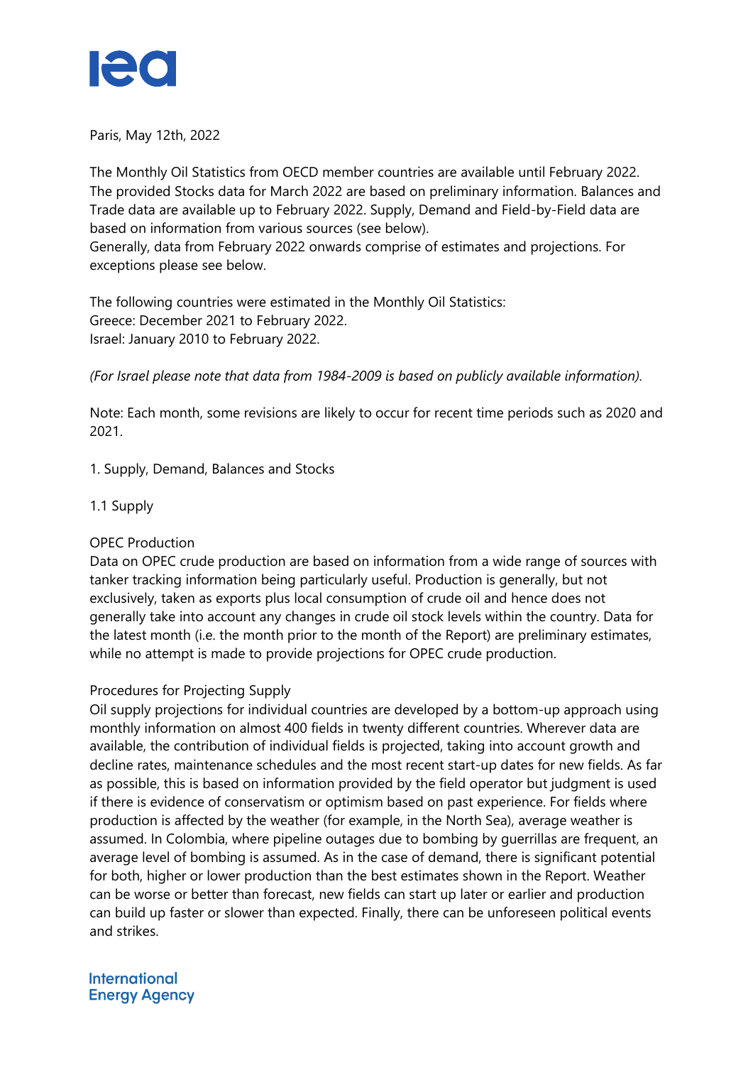Paris, May 12th, 2022

The Monthly Oil Statistics from OECD member countries are available until February 2022. The provided Stocks data for March 2022 are based on preliminary information. Balances and Trade data are available up to February 2022. Supply, Demand and Field-by-Field data are based on information from various sources (see below).
Generally, data from February 2022 onwards comprise of estimates and projections. For exceptions please see below.

The following countries were estimated in the Monthly Oil Statistics:
Greece: December 2021 to February 2022.
Israel: January 2010 to February 2022.

*(For Israel please note that data from 1984-2009 is based on publicly available information).*

Note: Each month, some revisions are likely to occur for recent time periods such as 2020 and 2021.

## 1. Supply, Demand, Balances and Stocks

### 1.1 Supply

#### OPEC Production

Data on OPEC crude production are based on information from a wide range of sources with tanker tracking information being particularly useful. Production is generally, but not exclusively, taken as exports plus local consumption of crude oil and hence does not generally take into account any changes in crude oil stock levels within the country. Data for the latest month (i.e. the month prior to the month of the Report) are preliminary estimates, while no attempt is made to provide projections for OPEC crude production.

#### Procedures for Projecting Supply

Oil supply projections for individual countries are developed by a bottom-up approach using monthly information on almost 400 fields in twenty different countries. Wherever data are available, the contribution of individual fields is projected, taking into account growth and decline rates, maintenance schedules and the most recent start-up dates for new fields. As far as possible, this is based on information provided by the field operator but judgment is used if there is evidence of conservatism or optimism based on past experience. For fields where production is affected by the weather (for example, in the North Sea), average weather is assumed. In Colombia, where pipeline outages due to bombing by guerrillas are frequent, an average level of bombing is assumed. As in the case of demand, there is significant potential for both, higher or lower production than the best estimates shown in the Report. Weather can be worse or better than forecast, new fields can start up later or earlier and production can build up faster or slower than expected. Finally, there can be unforeseen political events and strikes.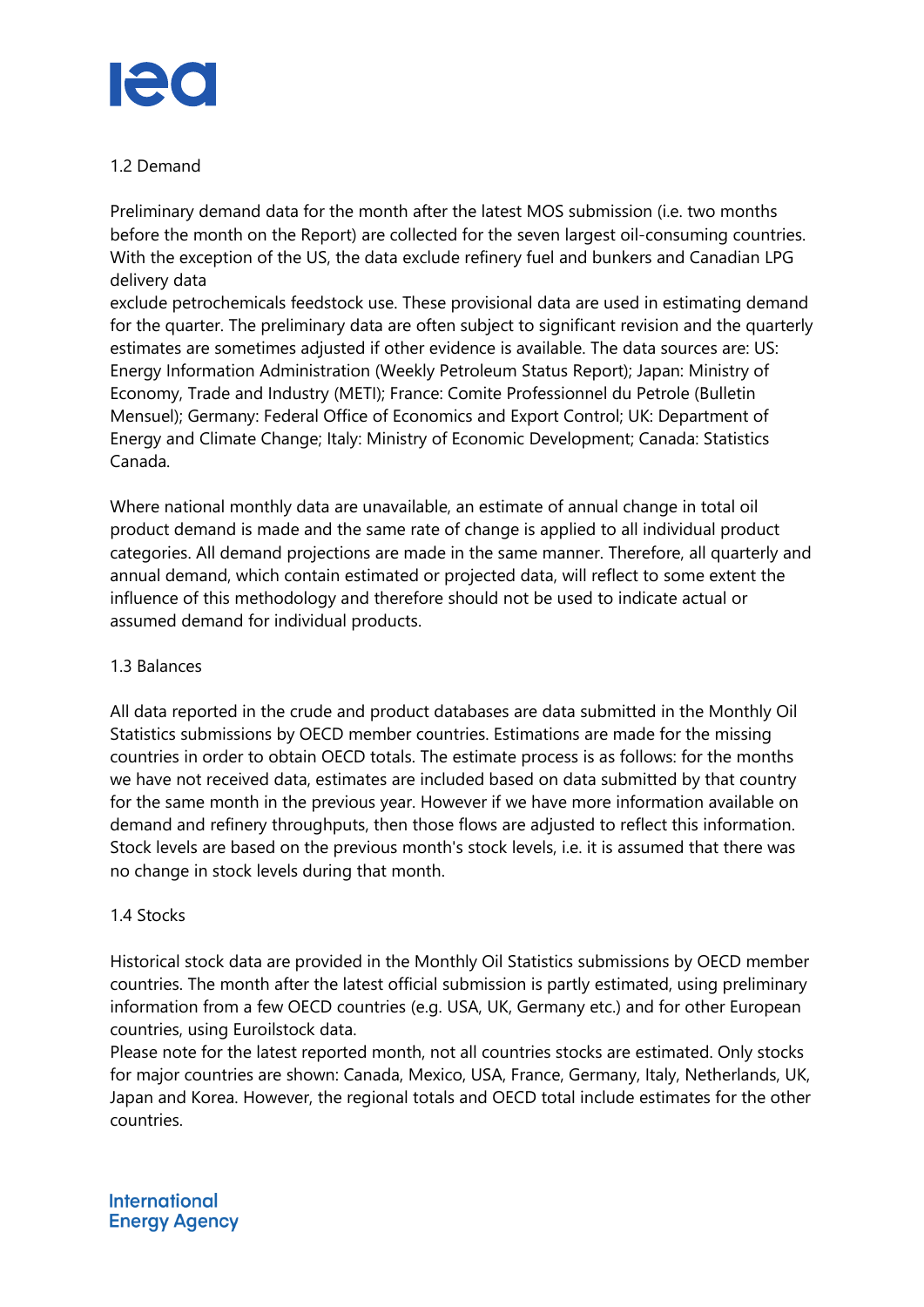## 1.2 Demand

Preliminary demand data for the month after the latest MOS submission (i.e. two months before the month on the Report) are collected for the seven largest oil-consuming countries. With the exception of the US, the data exclude refinery fuel and bunkers and Canadian LPG delivery data
exclude petrochemicals feedstock use. These provisional data are used in estimating demand for the quarter. The preliminary data are often subject to significant revision and the quarterly estimates are sometimes adjusted if other evidence is available. The data sources are: US: Energy Information Administration (Weekly Petroleum Status Report); Japan: Ministry of Economy, Trade and Industry (METI); France: Comite Professionnel du Petrole (Bulletin Mensuel); Germany: Federal Office of Economics and Export Control; UK: Department of Energy and Climate Change; Italy: Ministry of Economic Development; Canada: Statistics Canada.

Where national monthly data are unavailable, an estimate of annual change in total oil product demand is made and the same rate of change is applied to all individual product categories. All demand projections are made in the same manner. Therefore, all quarterly and annual demand, which contain estimated or projected data, will reflect to some extent the influence of this methodology and therefore should not be used to indicate actual or assumed demand for individual products.

## 1.3 Balances

All data reported in the crude and product databases are data submitted in the Monthly Oil Statistics submissions by OECD member countries. Estimations are made for the missing countries in order to obtain OECD totals. The estimate process is as follows: for the months we have not received data, estimates are included based on data submitted by that country for the same month in the previous year. However if we have more information available on demand and refinery throughputs, then those flows are adjusted to reflect this information. Stock levels are based on the previous month's stock levels, i.e. it is assumed that there was no change in stock levels during that month.

## 1.4 Stocks

Historical stock data are provided in the Monthly Oil Statistics submissions by OECD member countries. The month after the latest official submission is partly estimated, using preliminary information from a few OECD countries (e.g. USA, UK, Germany etc.) and for other European countries, using Euroilstock data.
Please note for the latest reported month, not all countries stocks are estimated. Only stocks for major countries are shown: Canada, Mexico, USA, France, Germany, Italy, Netherlands, UK, Japan and Korea. However, the regional totals and OECD total include estimates for the other countries.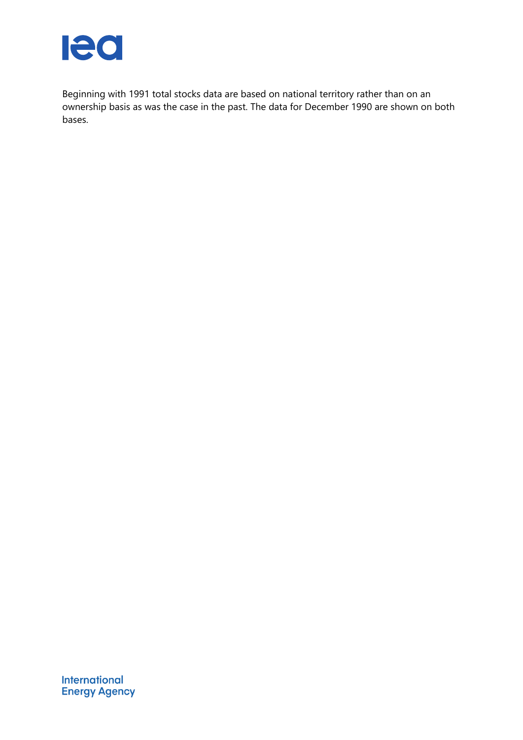Beginning with 1991 total stocks data are based on national territory rather than on an ownership basis as was the case in the past. The data for December 1990 are shown on both bases.